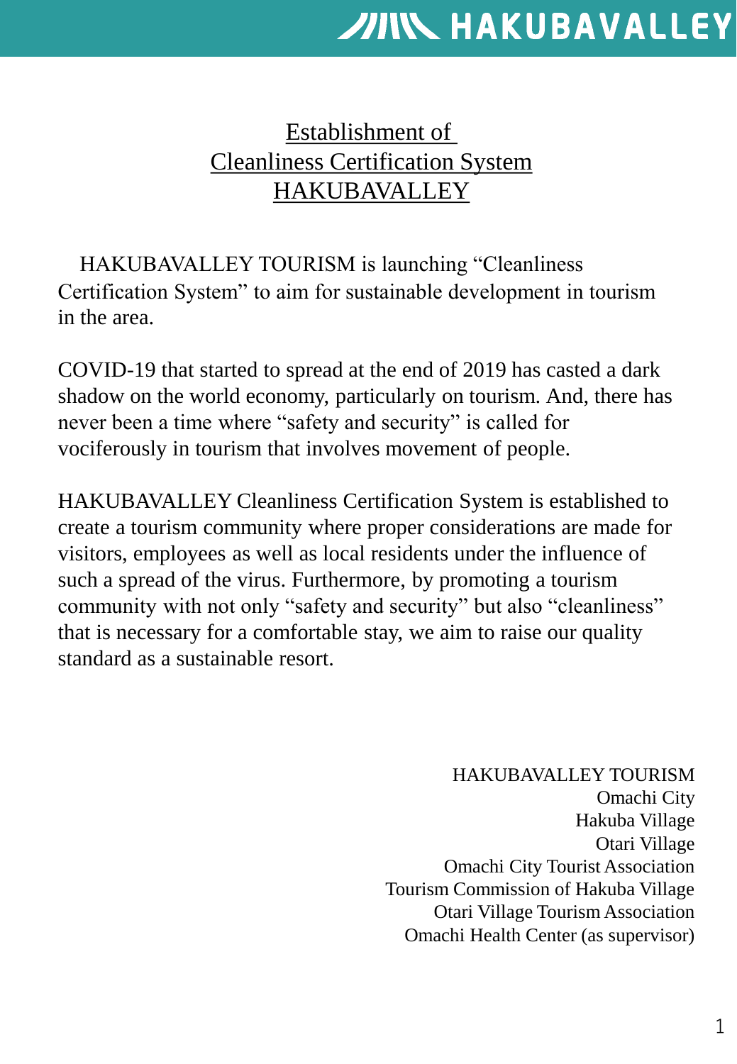# Establishment of Cleanliness Certification System HAKUBAVALLEY

HAKUBAVALLEY TOURISM is launching "Cleanliness Certification System" to aim for sustainable development in tourism in the area.

COVID-19 that started to spread at the end of 2019 has casted a dark shadow on the world economy, particularly on tourism. And, there has never been a time where "safety and security" is called for vociferously in tourism that involves movement of people.

HAKUBAVALLEY Cleanliness Certification System is established to create a tourism community where proper considerations are made for visitors, employees as well as local residents under the influence of such a spread of the virus. Furthermore, by promoting a tourism community with not only "safety and security" but also "cleanliness" that is necessary for a comfortable stay, we aim to raise our quality standard as a sustainable resort.

HAKUBAVALLEY TOURISM
Omachi City
Hakuba Village
Otari Village
Omachi City Tourist Association
Tourism Commission of Hakuba Village
Otari Village Tourism Association
Omachi Health Center (as supervisor)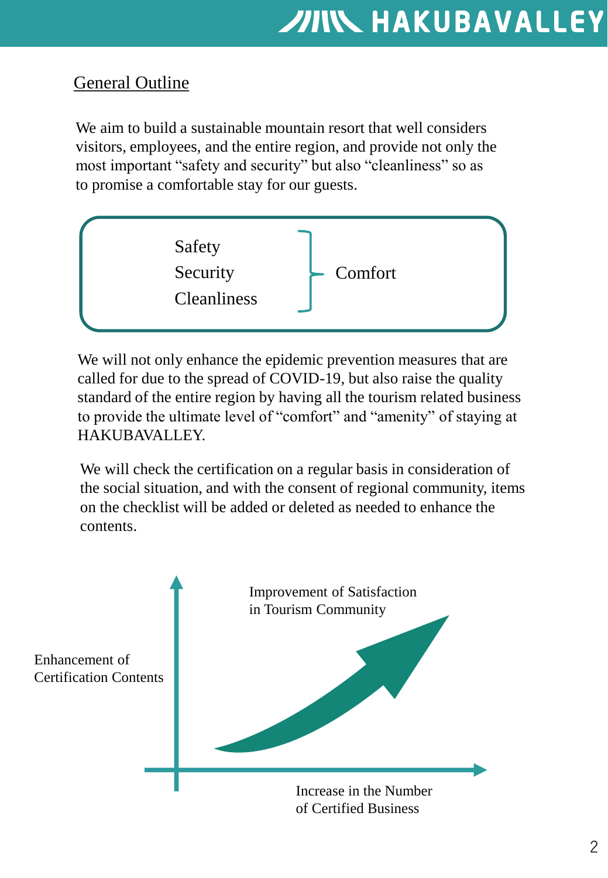## General Outline

We aim to build a sustainable mountain resort that well considers visitors, employees, and the entire region, and provide not only the most important "safety and security" but also "cleanliness" so as to promise a comfortable stay for our guests.

Safety
Security
Cleanliness
} Comfort

We will not only enhance the epidemic prevention measures that are called for due to the spread of COVID-19, but also raise the quality standard of the entire region by having all the tourism related business to provide the ultimate level of "comfort" and "amenity" of staying at HAKUBAVALLEY.

We will check the certification on a regular basis in consideration of the social situation, and with the consent of regional community, items on the checklist will be added or deleted as needed to enhance the contents.

Enhancement of Certification Contents

Improvement of Satisfaction in Tourism Community

Increase in the Number of Certified Business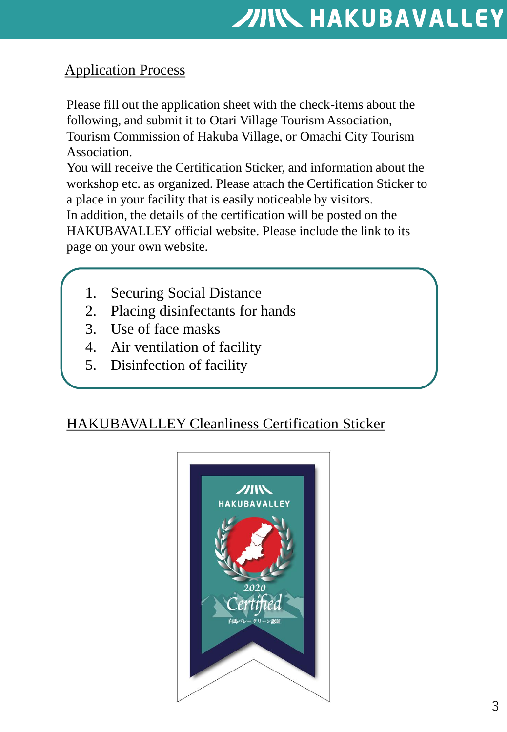## Application Process

Please fill out the application sheet with the check-items about the following, and submit it to Otari Village Tourism Association, Tourism Commission of Hakuba Village, or Omachi City Tourism Association.
You will receive the Certification Sticker, and information about the workshop etc. as organized. Please attach the Certification Sticker to a place in your facility that is easily noticeable by visitors.
In addition, the details of the certification will be posted on the HAKUBAVALLEY official website. Please include the link to its page on your own website.

1. Securing Social Distance
2. Placing disinfectants for hands
3. Use of face masks
4. Air ventilation of facility
5. Disinfection of facility

## HAKUBAVALLEY Cleanliness Certification Sticker